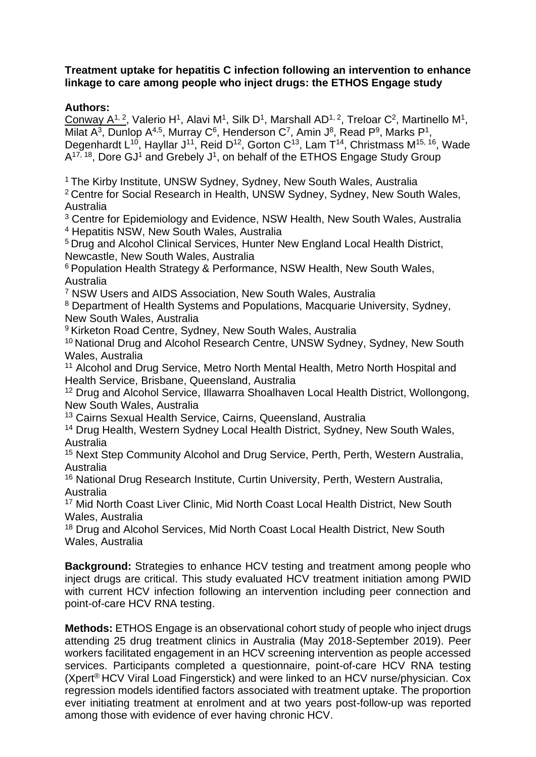**Treatment uptake for hepatitis C infection following an intervention to enhance linkage to care among people who inject drugs: the ETHOS Engage study**

**Authors:**

Conway A[1,2], Valerio H[1], Alavi M[1], Silk D[1], Marshall AD[1,2], Treloar C[2], Martinello M[1], Milat A[3], Dunlop A[4,5], Murray C[6], Henderson C[7], Amin J[8], Read P[9], Marks P[1], Degenhardt L[10], Hayllar J[11], Reid D[12], Gorton C[13], Lam T[14], Christmass M[15,16], Wade A[17,18], Dore GJ[1] and Grebely J[1], on behalf of the ETHOS Engage Study Group

[1] The Kirby Institute, UNSW Sydney, Sydney, New South Wales, Australia
[2] Centre for Social Research in Health, UNSW Sydney, Sydney, New South Wales, Australia
[3] Centre for Epidemiology and Evidence, NSW Health, New South Wales, Australia
[4] Hepatitis NSW, New South Wales, Australia
[5] Drug and Alcohol Clinical Services, Hunter New England Local Health District, Newcastle, New South Wales, Australia
[6] Population Health Strategy & Performance, NSW Health, New South Wales, Australia
[7] NSW Users and AIDS Association, New South Wales, Australia
[8] Department of Health Systems and Populations, Macquarie University, Sydney, New South Wales, Australia
[9] Kirketon Road Centre, Sydney, New South Wales, Australia
[10] National Drug and Alcohol Research Centre, UNSW Sydney, Sydney, New South Wales, Australia
[11] Alcohol and Drug Service, Metro North Mental Health, Metro North Hospital and Health Service, Brisbane, Queensland, Australia
[12] Drug and Alcohol Service, Illawarra Shoalhaven Local Health District, Wollongong, New South Wales, Australia
[13] Cairns Sexual Health Service, Cairns, Queensland, Australia
[14] Drug Health, Western Sydney Local Health District, Sydney, New South Wales, Australia
[15] Next Step Community Alcohol and Drug Service, Perth, Perth, Western Australia, Australia
[16] National Drug Research Institute, Curtin University, Perth, Western Australia, Australia
[17] Mid North Coast Liver Clinic, Mid North Coast Local Health District, New South Wales, Australia
[18] Drug and Alcohol Services, Mid North Coast Local Health District, New South Wales, Australia

**Background:** Strategies to enhance HCV testing and treatment among people who inject drugs are critical. This study evaluated HCV treatment initiation among PWID with current HCV infection following an intervention including peer connection and point-of-care HCV RNA testing.

**Methods:** ETHOS Engage is an observational cohort study of people who inject drugs attending 25 drug treatment clinics in Australia (May 2018-September 2019). Peer workers facilitated engagement in an HCV screening intervention as people accessed services. Participants completed a questionnaire, point-of-care HCV RNA testing (Xpert® HCV Viral Load Fingerstick) and were linked to an HCV nurse/physician. Cox regression models identified factors associated with treatment uptake. The proportion ever initiating treatment at enrolment and at two years post-follow-up was reported among those with evidence of ever having chronic HCV.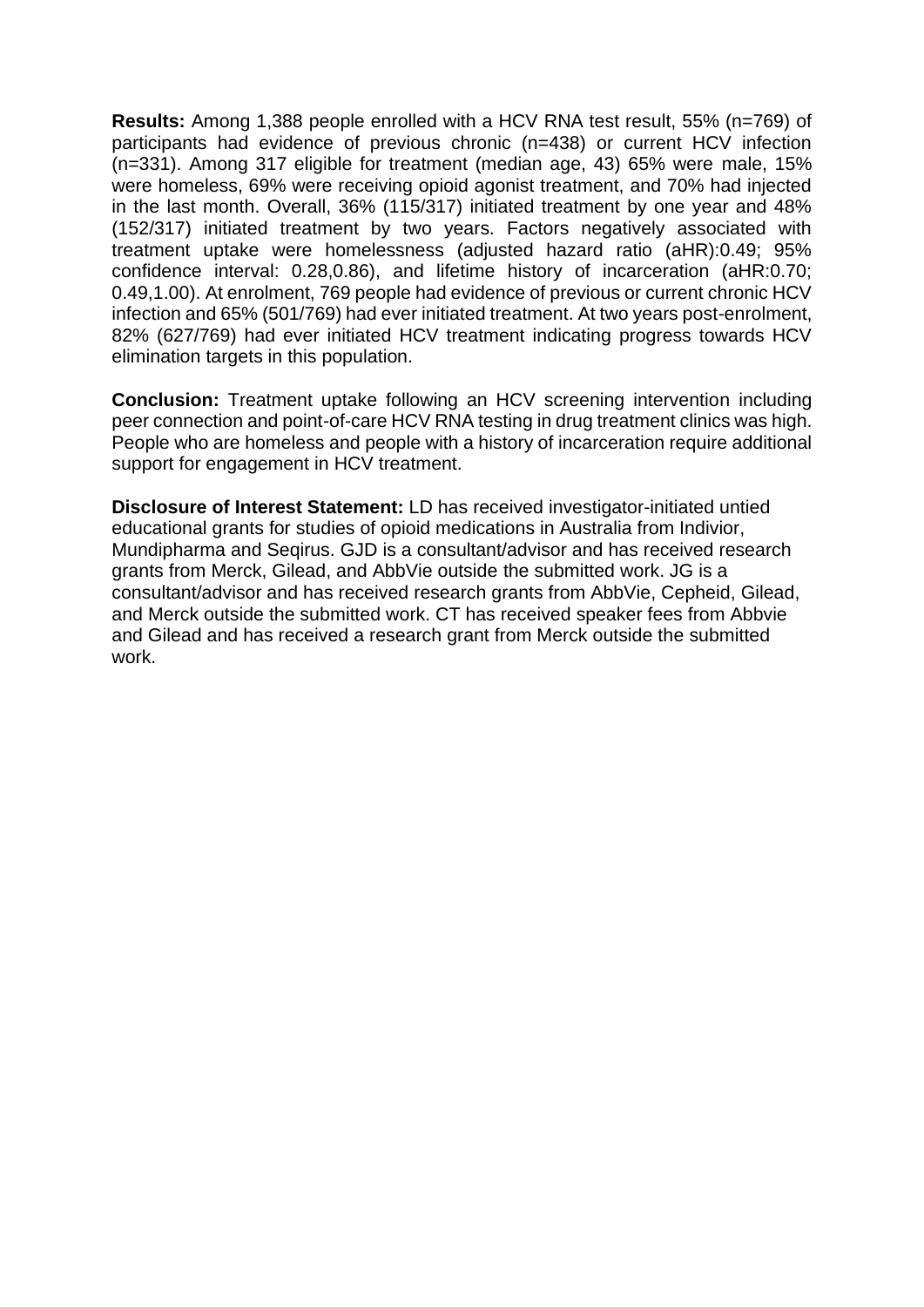**Results:** Among 1,388 people enrolled with a HCV RNA test result, 55% (n=769) of participants had evidence of previous chronic (n=438) or current HCV infection (n=331). Among 317 eligible for treatment (median age, 43) 65% were male, 15% were homeless, 69% were receiving opioid agonist treatment, and 70% had injected in the last month. Overall, 36% (115/317) initiated treatment by one year and 48% (152/317) initiated treatment by two years. Factors negatively associated with treatment uptake were homelessness (adjusted hazard ratio (aHR):0.49; 95% confidence interval: 0.28,0.86), and lifetime history of incarceration (aHR:0.70; 0.49,1.00). At enrolment, 769 people had evidence of previous or current chronic HCV infection and 65% (501/769) had ever initiated treatment. At two years post-enrolment, 82% (627/769) had ever initiated HCV treatment indicating progress towards HCV elimination targets in this population.

**Conclusion:** Treatment uptake following an HCV screening intervention including peer connection and point-of-care HCV RNA testing in drug treatment clinics was high. People who are homeless and people with a history of incarceration require additional support for engagement in HCV treatment.

**Disclosure of Interest Statement:** LD has received investigator-initiated untied educational grants for studies of opioid medications in Australia from Indivior, Mundipharma and Seqirus. GJD is a consultant/advisor and has received research grants from Merck, Gilead, and AbbVie outside the submitted work. JG is a consultant/advisor and has received research grants from AbbVie, Cepheid, Gilead, and Merck outside the submitted work. CT has received speaker fees from Abbvie and Gilead and has received a research grant from Merck outside the submitted work.